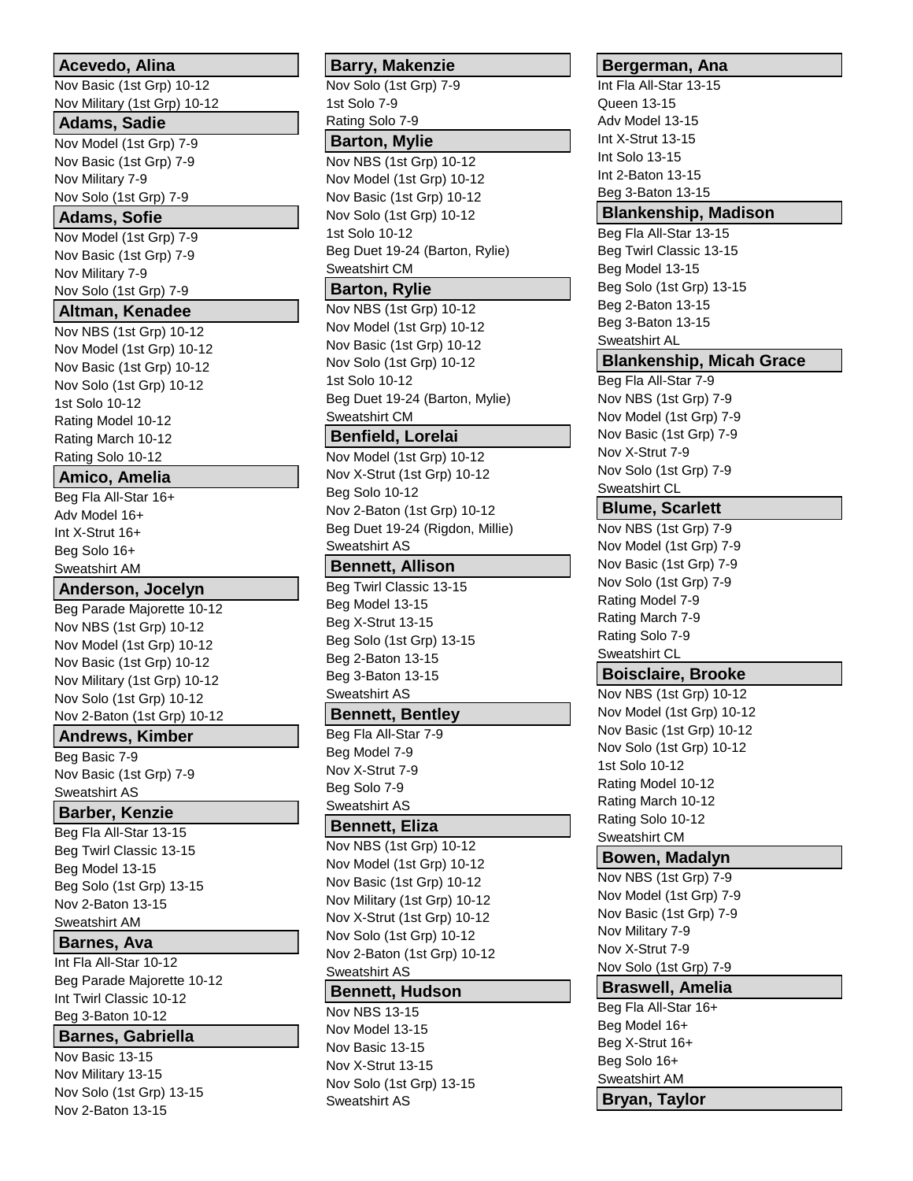**Acevedo, Alina**

Nov Basic (1st Grp) 10-12
Nov Military (1st Grp) 10-12

**Adams, Sadie**

Nov Model (1st Grp) 7-9
Nov Basic (1st Grp) 7-9
Nov Military 7-9
Nov Solo (1st Grp) 7-9

**Adams, Sofie**

Nov Model (1st Grp) 7-9
Nov Basic (1st Grp) 7-9
Nov Military 7-9
Nov Solo (1st Grp) 7-9

**Altman, Kenadee**

Nov NBS (1st Grp) 10-12
Nov Model (1st Grp) 10-12
Nov Basic (1st Grp) 10-12
Nov Solo (1st Grp) 10-12
1st Solo 10-12
Rating Model 10-12
Rating March 10-12
Rating Solo 10-12

**Amico, Amelia**

Beg Fla All-Star 16+
Adv Model 16+
Int X-Strut 16+
Beg Solo 16+
Sweatshirt AM

**Anderson, Jocelyn**

Beg Parade Majorette 10-12
Nov NBS (1st Grp) 10-12
Nov Model (1st Grp) 10-12
Nov Basic (1st Grp) 10-12
Nov Military (1st Grp) 10-12
Nov Solo (1st Grp) 10-12
Nov 2-Baton (1st Grp) 10-12

**Andrews, Kimber**

Beg Basic 7-9
Nov Basic (1st Grp) 7-9
Sweatshirt AS

**Barber, Kenzie**

Beg Fla All-Star 13-15
Beg Twirl Classic 13-15
Beg Model 13-15
Beg Solo (1st Grp) 13-15
Nov 2-Baton 13-15
Sweatshirt AM

**Barnes, Ava**

Int Fla All-Star 10-12
Beg Parade Majorette 10-12
Int Twirl Classic 10-12
Beg 3-Baton 10-12

**Barnes, Gabriella**

Nov Basic 13-15
Nov Military 13-15
Nov Solo (1st Grp) 13-15
Nov 2-Baton 13-15

**Barry, Makenzie**

Nov Solo (1st Grp) 7-9
1st Solo 7-9
Rating Solo 7-9

**Barton, Mylie**

Nov NBS (1st Grp) 10-12
Nov Model (1st Grp) 10-12
Nov Basic (1st Grp) 10-12
Nov Solo (1st Grp) 10-12
1st Solo 10-12
Beg Duet 19-24 (Barton, Rylie)
Sweatshirt CM

**Barton, Rylie**

Nov NBS (1st Grp) 10-12
Nov Model (1st Grp) 10-12
Nov Basic (1st Grp) 10-12
Nov Solo (1st Grp) 10-12
1st Solo 10-12
Beg Duet 19-24 (Barton, Mylie)
Sweatshirt CM

**Benfield, Lorelai**

Nov Model (1st Grp) 10-12
Nov X-Strut (1st Grp) 10-12
Beg Solo 10-12
Nov 2-Baton (1st Grp) 10-12
Beg Duet 19-24 (Rigdon, Millie)
Sweatshirt AS

**Bennett, Allison**

Beg Twirl Classic 13-15
Beg Model 13-15
Beg X-Strut 13-15
Beg Solo (1st Grp) 13-15
Beg 2-Baton 13-15
Beg 3-Baton 13-15
Sweatshirt AS

**Bennett, Bentley**

Beg Fla All-Star 7-9
Beg Model 7-9
Nov X-Strut 7-9
Beg Solo 7-9
Sweatshirt AS

**Bennett, Eliza**

Nov NBS (1st Grp) 10-12
Nov Model (1st Grp) 10-12
Nov Basic (1st Grp) 10-12
Nov Military (1st Grp) 10-12
Nov X-Strut (1st Grp) 10-12
Nov Solo (1st Grp) 10-12
Nov 2-Baton (1st Grp) 10-12
Sweatshirt AS

**Bennett, Hudson**

Nov NBS 13-15
Nov Model 13-15
Nov Basic 13-15
Nov X-Strut 13-15
Nov Solo (1st Grp) 13-15
Sweatshirt AS

**Bergerman, Ana**

Int Fla All-Star 13-15
Queen 13-15
Adv Model 13-15
Int X-Strut 13-15
Int Solo 13-15
Int 2-Baton 13-15
Beg 3-Baton 13-15

**Blankenship, Madison**

Beg Fla All-Star 13-15
Beg Twirl Classic 13-15
Beg Model 13-15
Beg Solo (1st Grp) 13-15
Beg 2-Baton 13-15
Beg 3-Baton 13-15
Sweatshirt AL

**Blankenship, Micah Grace**

Beg Fla All-Star 7-9
Nov NBS (1st Grp) 7-9
Nov Model (1st Grp) 7-9
Nov Basic (1st Grp) 7-9
Nov X-Strut 7-9
Nov Solo (1st Grp) 7-9
Sweatshirt CL

**Blume, Scarlett**

Nov NBS (1st Grp) 7-9
Nov Model (1st Grp) 7-9
Nov Basic (1st Grp) 7-9
Nov Solo (1st Grp) 7-9
Rating Model 7-9
Rating March 7-9
Rating Solo 7-9
Sweatshirt CL

**Boisclaire, Brooke**

Nov NBS (1st Grp) 10-12
Nov Model (1st Grp) 10-12
Nov Basic (1st Grp) 10-12
Nov Solo (1st Grp) 10-12
1st Solo 10-12
Rating Model 10-12
Rating March 10-12
Rating Solo 10-12
Sweatshirt CM

**Bowen, Madalyn**

Nov NBS (1st Grp) 7-9
Nov Model (1st Grp) 7-9
Nov Basic (1st Grp) 7-9
Nov Military 7-9
Nov X-Strut 7-9
Nov Solo (1st Grp) 7-9

**Braswell, Amelia**

Beg Fla All-Star 16+
Beg Model 16+
Beg X-Strut 16+
Beg Solo 16+
Sweatshirt AM

**Bryan, Taylor**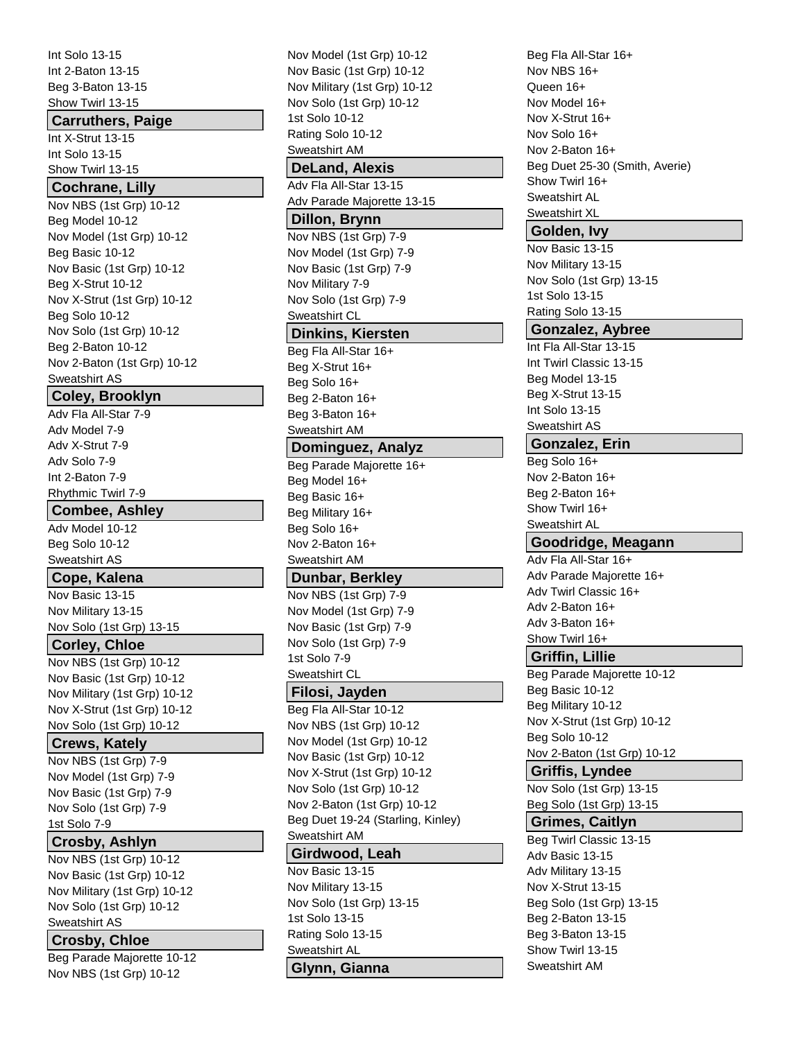Int Solo 13-15
Int 2-Baton 13-15
Beg 3-Baton 13-15
Show Twirl 13-15

### Carruthers, Paige

Int X-Strut 13-15
Int Solo 13-15
Show Twirl 13-15

### Cochrane, Lilly

Nov NBS (1st Grp) 10-12
Beg Model 10-12
Nov Model (1st Grp) 10-12
Beg Basic 10-12
Nov Basic (1st Grp) 10-12
Beg X-Strut 10-12
Nov X-Strut (1st Grp) 10-12
Beg Solo 10-12
Nov Solo (1st Grp) 10-12
Beg 2-Baton 10-12
Nov 2-Baton (1st Grp) 10-12
Sweatshirt AS

### Coley, Brooklyn

Adv Fla All-Star 7-9
Adv Model 7-9
Adv X-Strut 7-9
Adv Solo 7-9
Int 2-Baton 7-9
Rhythmic Twirl 7-9

### Combee, Ashley

Adv Model 10-12
Beg Solo 10-12
Sweatshirt AS

### Cope, Kalena

Nov Basic 13-15
Nov Military 13-15
Nov Solo (1st Grp) 13-15

### Corley, Chloe

Nov NBS (1st Grp) 10-12
Nov Basic (1st Grp) 10-12
Nov Military (1st Grp) 10-12
Nov X-Strut (1st Grp) 10-12
Nov Solo (1st Grp) 10-12

### Crews, Kately

Nov NBS (1st Grp) 7-9
Nov Model (1st Grp) 7-9
Nov Basic (1st Grp) 7-9
Nov Solo (1st Grp) 7-9
1st Solo 7-9

### Crosby, Ashlyn

Nov NBS (1st Grp) 10-12
Nov Basic (1st Grp) 10-12
Nov Military (1st Grp) 10-12
Nov Solo (1st Grp) 10-12
Sweatshirt AS

### Crosby, Chloe

Beg Parade Majorette 10-12
Nov NBS (1st Grp) 10-12
Nov Model (1st Grp) 10-12
Nov Basic (1st Grp) 10-12
Nov Military (1st Grp) 10-12
Nov Solo (1st Grp) 10-12
1st Solo 10-12
Rating Solo 10-12
Sweatshirt AM

### DeLand, Alexis

Adv Fla All-Star 13-15
Adv Parade Majorette 13-15

### Dillon, Brynn

Nov NBS (1st Grp) 7-9
Nov Model (1st Grp) 7-9
Nov Basic (1st Grp) 7-9
Nov Military 7-9
Nov Solo (1st Grp) 7-9
Sweatshirt CL

### Dinkins, Kiersten

Beg Fla All-Star 16+
Beg X-Strut 16+
Beg Solo 16+
Beg 2-Baton 16+
Beg 3-Baton 16+
Sweatshirt AM

### Dominguez, Analyz

Beg Parade Majorette 16+
Beg Model 16+
Beg Basic 16+
Beg Military 16+
Beg Solo 16+
Nov 2-Baton 16+
Sweatshirt AM

### Dunbar, Berkley

Nov NBS (1st Grp) 7-9
Nov Model (1st Grp) 7-9
Nov Basic (1st Grp) 7-9
Nov Solo (1st Grp) 7-9
1st Solo 7-9
Sweatshirt CL

### Filosi, Jayden

Beg Fla All-Star 10-12
Nov NBS (1st Grp) 10-12
Nov Model (1st Grp) 10-12
Nov Basic (1st Grp) 10-12
Nov X-Strut (1st Grp) 10-12
Nov Solo (1st Grp) 10-12
Nov 2-Baton (1st Grp) 10-12
Beg Duet 19-24 (Starling, Kinley)
Sweatshirt AM

### Girdwood, Leah

Nov Basic 13-15
Nov Military 13-15
Nov Solo (1st Grp) 13-15
1st Solo 13-15
Rating Solo 13-15
Sweatshirt AL

### Glynn, Gianna

Beg Fla All-Star 16+
Nov NBS 16+
Queen 16+
Nov Model 16+
Nov X-Strut 16+
Nov Solo 16+
Nov 2-Baton 16+
Beg Duet 25-30 (Smith, Averie)
Show Twirl 16+
Sweatshirt AL
Sweatshirt XL

### Golden, Ivy

Nov Basic 13-15
Nov Military 13-15
Nov Solo (1st Grp) 13-15
1st Solo 13-15
Rating Solo 13-15

### Gonzalez, Aybree

Int Fla All-Star 13-15
Int Twirl Classic 13-15
Beg Model 13-15
Beg X-Strut 13-15
Int Solo 13-15
Sweatshirt AS

### Gonzalez, Erin

Beg Solo 16+
Nov 2-Baton 16+
Beg 2-Baton 16+
Show Twirl 16+
Sweatshirt AL

### Goodridge, Meagann

Adv Fla All-Star 16+
Adv Parade Majorette 16+
Adv Twirl Classic 16+
Adv 2-Baton 16+
Adv 3-Baton 16+
Show Twirl 16+

### Griffin, Lillie

Beg Parade Majorette 10-12
Beg Basic 10-12
Beg Military 10-12
Nov X-Strut (1st Grp) 10-12
Beg Solo 10-12
Nov 2-Baton (1st Grp) 10-12

### Griffis, Lyndee

Nov Solo (1st Grp) 13-15
Beg Solo (1st Grp) 13-15

### Grimes, Caitlyn

Beg Twirl Classic 13-15
Adv Basic 13-15
Adv Military 13-15
Nov X-Strut 13-15
Beg Solo (1st Grp) 13-15
Beg 2-Baton 13-15
Beg 3-Baton 13-15
Show Twirl 13-15
Sweatshirt AM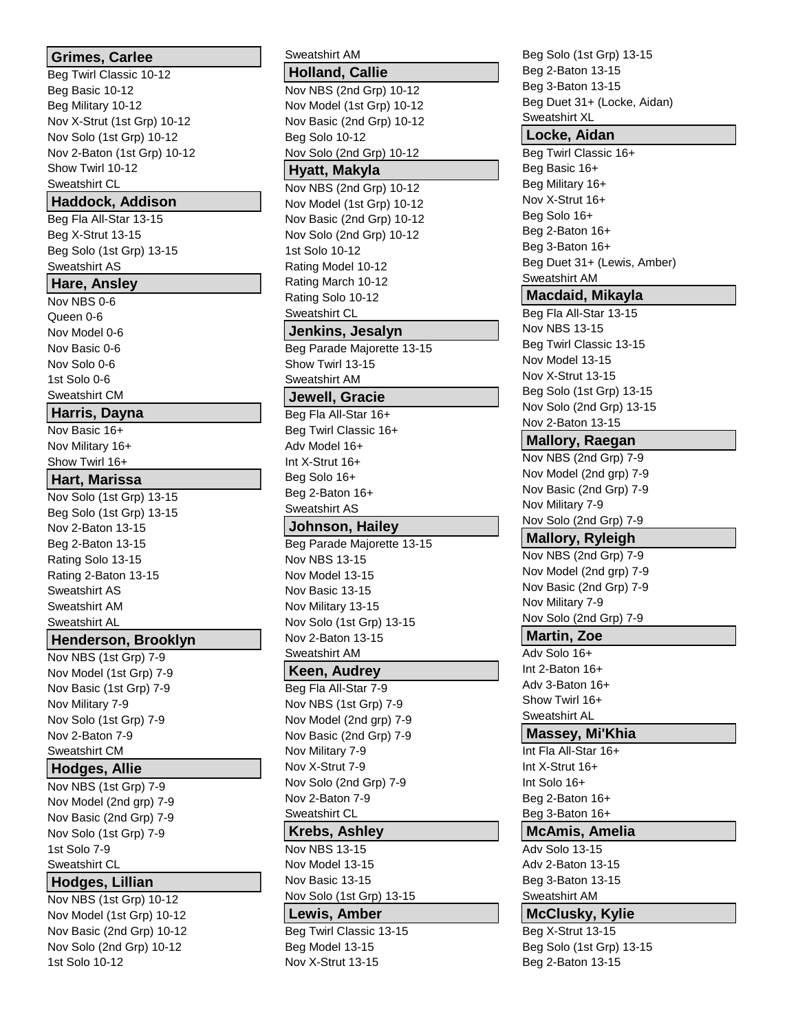### Grimes, Carlee

Beg Twirl Classic 10-12
Beg Basic 10-12
Beg Military 10-12
Nov X-Strut (1st Grp) 10-12
Nov Solo (1st Grp) 10-12
Nov 2-Baton (1st Grp) 10-12
Show Twirl 10-12
Sweatshirt CL

### Haddock, Addison

Beg Fla All-Star 13-15
Beg X-Strut 13-15
Beg Solo (1st Grp) 13-15
Sweatshirt AS

### Hare, Ansley

Nov NBS 0-6
Queen 0-6
Nov Model 0-6
Nov Basic 0-6
Nov Solo 0-6
1st Solo 0-6
Sweatshirt CM

### Harris, Dayna

Nov Basic 16+
Nov Military 16+
Show Twirl 16+

### Hart, Marissa

Nov Solo (1st Grp) 13-15
Beg Solo (1st Grp) 13-15
Nov 2-Baton 13-15
Beg 2-Baton 13-15
Rating Solo 13-15
Rating 2-Baton 13-15
Sweatshirt AS
Sweatshirt AM
Sweatshirt AL

### Henderson, Brooklyn

Nov NBS (1st Grp) 7-9
Nov Model (1st Grp) 7-9
Nov Basic (1st Grp) 7-9
Nov Military 7-9
Nov Solo (1st Grp) 7-9
Nov 2-Baton 7-9
Sweatshirt CM

### Hodges, Allie

Nov NBS (1st Grp) 7-9
Nov Model (2nd grp) 7-9
Nov Basic (2nd Grp) 7-9
Nov Solo (1st Grp) 7-9
1st Solo 7-9
Sweatshirt CL

### Hodges, Lillian

Nov NBS (1st Grp) 10-12
Nov Model (1st Grp) 10-12
Nov Basic (2nd Grp) 10-12
Nov Solo (2nd Grp) 10-12
1st Solo 10-12
Sweatshirt AM

### Holland, Callie

Nov NBS (2nd Grp) 10-12
Nov Model (1st Grp) 10-12
Nov Basic (2nd Grp) 10-12
Beg Solo 10-12
Nov Solo (2nd Grp) 10-12

### Hyatt, Makyla

Nov NBS (2nd Grp) 10-12
Nov Model (1st Grp) 10-12
Nov Basic (2nd Grp) 10-12
Nov Solo (2nd Grp) 10-12
1st Solo 10-12
Rating Model 10-12
Rating March 10-12
Rating Solo 10-12
Sweatshirt CL

### Jenkins, Jesalyn

Beg Parade Majorette 13-15
Show Twirl 13-15
Sweatshirt AM

### Jewell, Gracie

Beg Fla All-Star 16+
Beg Twirl Classic 16+
Adv Model 16+
Int X-Strut 16+
Beg Solo 16+
Beg 2-Baton 16+
Sweatshirt AS

### Johnson, Hailey

Beg Parade Majorette 13-15
Nov NBS 13-15
Nov Model 13-15
Nov Basic 13-15
Nov Military 13-15
Nov Solo (1st Grp) 13-15
Nov 2-Baton 13-15
Sweatshirt AM

### Keen, Audrey

Beg Fla All-Star 7-9
Nov NBS (1st Grp) 7-9
Nov Model (2nd grp) 7-9
Nov Basic (2nd Grp) 7-9
Nov Military 7-9
Nov X-Strut 7-9
Nov Solo (2nd Grp) 7-9
Nov 2-Baton 7-9
Sweatshirt CL

### Krebs, Ashley

Nov NBS 13-15
Nov Model 13-15
Nov Basic 13-15
Nov Solo (1st Grp) 13-15

### Lewis, Amber

Beg Twirl Classic 13-15
Beg Model 13-15
Nov X-Strut 13-15
Beg Solo (1st Grp) 13-15
Beg 2-Baton 13-15
Beg 3-Baton 13-15
Beg Duet 31+ (Locke, Aidan)
Sweatshirt XL

### Locke, Aidan

Beg Twirl Classic 16+
Beg Basic 16+
Beg Military 16+
Nov X-Strut 16+
Beg Solo 16+
Beg 2-Baton 16+
Beg 3-Baton 16+
Beg Duet 31+ (Lewis, Amber)
Sweatshirt AM

### Macdaid, Mikayla

Beg Fla All-Star 13-15
Nov NBS 13-15
Beg Twirl Classic 13-15
Nov Model 13-15
Nov X-Strut 13-15
Beg Solo (1st Grp) 13-15
Nov Solo (2nd Grp) 13-15
Nov 2-Baton 13-15

### Mallory, Raegan

Nov NBS (2nd Grp) 7-9
Nov Model (2nd grp) 7-9
Nov Basic (2nd Grp) 7-9
Nov Military 7-9
Nov Solo (2nd Grp) 7-9

### Mallory, Ryleigh

Nov NBS (2nd Grp) 7-9
Nov Model (2nd grp) 7-9
Nov Basic (2nd Grp) 7-9
Nov Military 7-9
Nov Solo (2nd Grp) 7-9

### Martin, Zoe

Adv Solo 16+
Int 2-Baton 16+
Adv 3-Baton 16+
Show Twirl 16+
Sweatshirt AL

### Massey, Mi'Khia

Int Fla All-Star 16+
Int X-Strut 16+
Int Solo 16+
Beg 2-Baton 16+
Beg 3-Baton 16+

### McAmis, Amelia

Adv Solo 13-15
Adv 2-Baton 13-15
Beg 3-Baton 13-15
Sweatshirt AM

### McClusky, Kylie

Beg X-Strut 13-15
Beg Solo (1st Grp) 13-15
Beg 2-Baton 13-15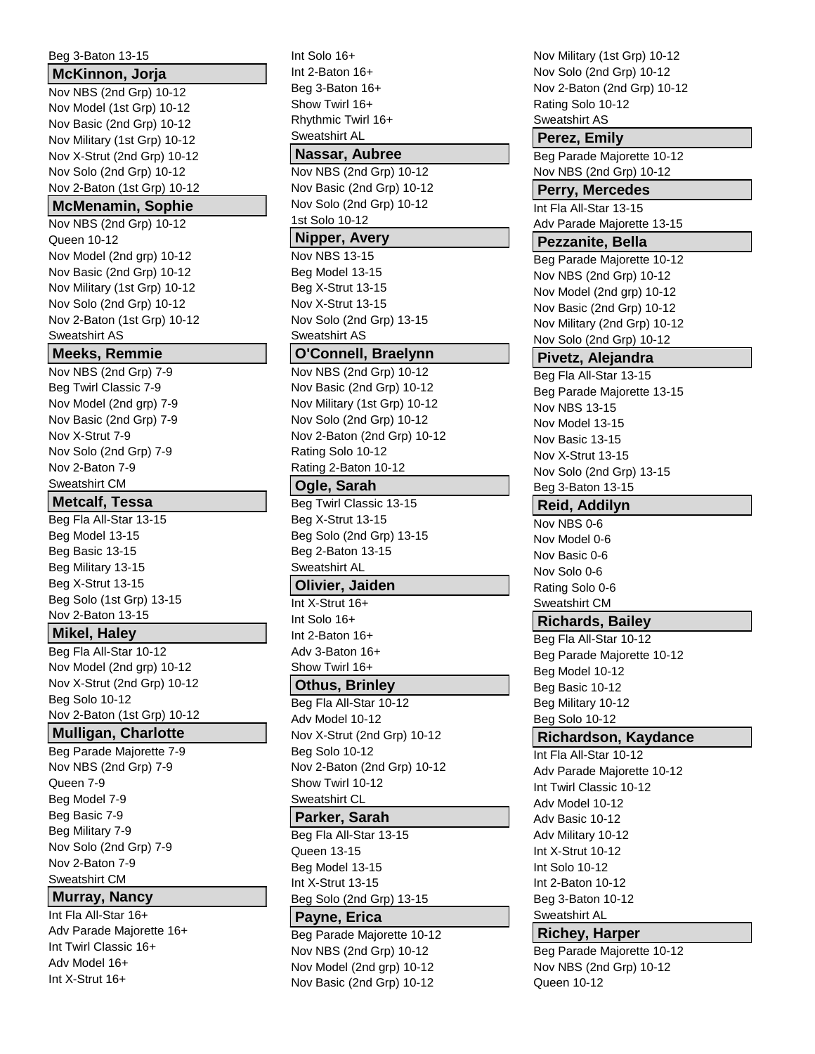Beg 3-Baton 13-15

### McKinnon, Jorja

Nov NBS (2nd Grp) 10-12
Nov Model (1st Grp) 10-12
Nov Basic (2nd Grp) 10-12
Nov Military (1st Grp) 10-12
Nov X-Strut (2nd Grp) 10-12
Nov Solo (2nd Grp) 10-12
Nov 2-Baton (1st Grp) 10-12

### McMenamin, Sophie

Nov NBS (2nd Grp) 10-12
Queen 10-12
Nov Model (2nd grp) 10-12
Nov Basic (2nd Grp) 10-12
Nov Military (1st Grp) 10-12
Nov Solo (2nd Grp) 10-12
Nov 2-Baton (1st Grp) 10-12
Sweatshirt AS

### Meeks, Remmie

Nov NBS (2nd Grp) 7-9
Beg Twirl Classic 7-9
Nov Model (2nd grp) 7-9
Nov Basic (2nd Grp) 7-9
Nov X-Strut 7-9
Nov Solo (2nd Grp) 7-9
Nov 2-Baton 7-9
Sweatshirt CM

### Metcalf, Tessa

Beg Fla All-Star 13-15
Beg Model 13-15
Beg Basic 13-15
Beg Military 13-15
Beg X-Strut 13-15
Beg Solo (1st Grp) 13-15
Nov 2-Baton 13-15

### Mikel, Haley

Beg Fla All-Star 10-12
Nov Model (2nd grp) 10-12
Nov X-Strut (2nd Grp) 10-12
Beg Solo 10-12
Nov 2-Baton (1st Grp) 10-12

### Mulligan, Charlotte

Beg Parade Majorette 7-9
Nov NBS (2nd Grp) 7-9
Queen 7-9
Beg Model 7-9
Beg Basic 7-9
Beg Military 7-9
Nov Solo (2nd Grp) 7-9
Nov 2-Baton 7-9
Sweatshirt CM

### Murray, Nancy

Int Fla All-Star 16+
Adv Parade Majorette 16+
Int Twirl Classic 16+
Adv Model 16+
Int X-Strut 16+
Int Solo 16+
Int 2-Baton 16+
Beg 3-Baton 16+
Show Twirl 16+
Rhythmic Twirl 16+
Sweatshirt AL

### Nassar, Aubree

Nov NBS (2nd Grp) 10-12
Nov Basic (2nd Grp) 10-12
Nov Solo (2nd Grp) 10-12
1st Solo 10-12

### Nipper, Avery

Nov NBS 13-15
Beg Model 13-15
Beg X-Strut 13-15
Nov X-Strut 13-15
Nov Solo (2nd Grp) 13-15
Sweatshirt AS

### O'Connell, Braelynn

Nov NBS (2nd Grp) 10-12
Nov Basic (2nd Grp) 10-12
Nov Military (1st Grp) 10-12
Nov Solo (2nd Grp) 10-12
Nov 2-Baton (2nd Grp) 10-12
Rating Solo 10-12
Rating 2-Baton 10-12

### Ogle, Sarah

Beg Twirl Classic 13-15
Beg X-Strut 13-15
Beg Solo (2nd Grp) 13-15
Beg 2-Baton 13-15
Sweatshirt AL

### Olivier, Jaiden

Int X-Strut 16+
Int Solo 16+
Int 2-Baton 16+
Adv 3-Baton 16+
Show Twirl 16+

### Othus, Brinley

Beg Fla All-Star 10-12
Adv Model 10-12
Nov X-Strut (2nd Grp) 10-12
Beg Solo 10-12
Nov 2-Baton (2nd Grp) 10-12
Show Twirl 10-12
Sweatshirt CL

### Parker, Sarah

Beg Fla All-Star 13-15
Queen 13-15
Beg Model 13-15
Int X-Strut 13-15
Beg Solo (2nd Grp) 13-15

### Payne, Erica

Beg Parade Majorette 10-12
Nov NBS (2nd Grp) 10-12
Nov Model (2nd grp) 10-12
Nov Basic (2nd Grp) 10-12
Nov Military (1st Grp) 10-12
Nov Solo (2nd Grp) 10-12
Nov 2-Baton (2nd Grp) 10-12
Rating Solo 10-12
Sweatshirt AS

### Perez, Emily

Beg Parade Majorette 10-12
Nov NBS (2nd Grp) 10-12

### Perry, Mercedes

Int Fla All-Star 13-15
Adv Parade Majorette 13-15

### Pezzanite, Bella

Beg Parade Majorette 10-12
Nov NBS (2nd Grp) 10-12
Nov Model (2nd grp) 10-12
Nov Basic (2nd Grp) 10-12
Nov Military (2nd Grp) 10-12
Nov Solo (2nd Grp) 10-12

### Pivetz, Alejandra

Beg Fla All-Star 13-15
Beg Parade Majorette 13-15
Nov NBS 13-15
Nov Model 13-15
Nov Basic 13-15
Nov X-Strut 13-15
Nov Solo (2nd Grp) 13-15
Beg 3-Baton 13-15

### Reid, Addilyn

Nov NBS 0-6
Nov Model 0-6
Nov Basic 0-6
Nov Solo 0-6
Rating Solo 0-6
Sweatshirt CM

### Richards, Bailey

Beg Fla All-Star 10-12
Beg Parade Majorette 10-12
Beg Model 10-12
Beg Basic 10-12
Beg Military 10-12
Beg Solo 10-12

### Richardson, Kaydance

Int Fla All-Star 10-12
Adv Parade Majorette 10-12
Int Twirl Classic 10-12
Adv Model 10-12
Adv Basic 10-12
Adv Military 10-12
Int X-Strut 10-12
Int Solo 10-12
Int 2-Baton 10-12
Beg 3-Baton 10-12
Sweatshirt AL

### Richey, Harper

Beg Parade Majorette 10-12
Nov NBS (2nd Grp) 10-12
Queen 10-12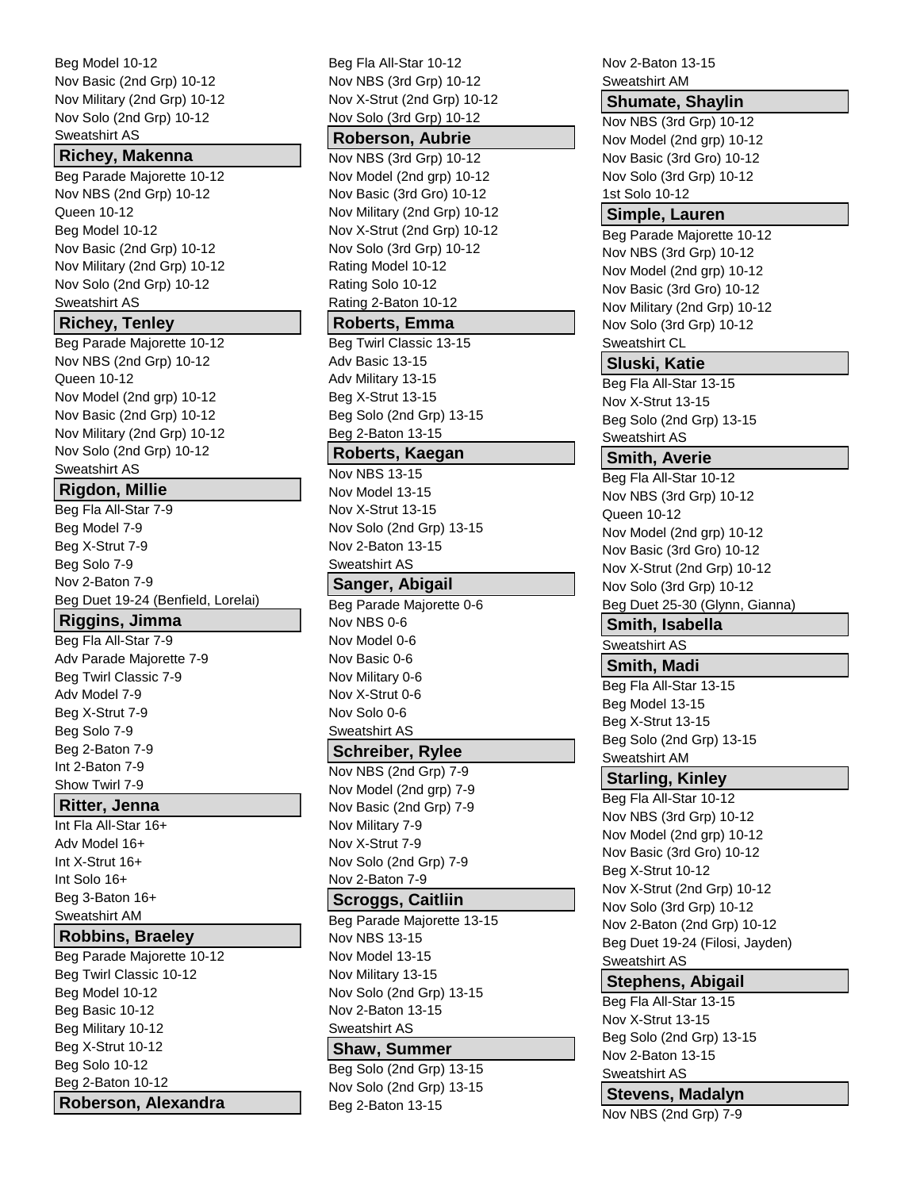Beg Model 10-12
Nov Basic (2nd Grp) 10-12
Nov Military (2nd Grp) 10-12
Nov Solo (2nd Grp) 10-12
Sweatshirt AS

### Richey, Makenna

Beg Parade Majorette 10-12
Nov NBS (2nd Grp) 10-12
Queen 10-12
Beg Model 10-12
Nov Basic (2nd Grp) 10-12
Nov Military (2nd Grp) 10-12
Nov Solo (2nd Grp) 10-12
Sweatshirt AS

### Richey, Tenley

Beg Parade Majorette 10-12
Nov NBS (2nd Grp) 10-12
Queen 10-12
Nov Model (2nd grp) 10-12
Nov Basic (2nd Grp) 10-12
Nov Military (2nd Grp) 10-12
Nov Solo (2nd Grp) 10-12
Sweatshirt AS

### Rigdon, Millie

Beg Fla All-Star 7-9
Beg Model 7-9
Beg X-Strut 7-9
Beg Solo 7-9
Nov 2-Baton 7-9
Beg Duet 19-24 (Benfield, Lorelai)

### Riggins, Jimma

Beg Fla All-Star 7-9
Adv Parade Majorette 7-9
Beg Twirl Classic 7-9
Adv Model 7-9
Beg X-Strut 7-9
Beg Solo 7-9
Beg 2-Baton 7-9
Int 2-Baton 7-9
Show Twirl 7-9

### Ritter, Jenna

Int Fla All-Star 16+
Adv Model 16+
Int X-Strut 16+
Int Solo 16+
Beg 3-Baton 16+
Sweatshirt AM

### Robbins, Braeley

Beg Parade Majorette 10-12
Beg Twirl Classic 10-12
Beg Model 10-12
Beg Basic 10-12
Beg Military 10-12
Beg X-Strut 10-12
Beg Solo 10-12
Beg 2-Baton 10-12

### Roberson, Alexandra

Beg Fla All-Star 10-12
Nov NBS (3rd Grp) 10-12
Nov X-Strut (2nd Grp) 10-12
Nov Solo (3rd Grp) 10-12

### Roberson, Aubrie

Nov NBS (3rd Grp) 10-12
Nov Model (2nd grp) 10-12
Nov Basic (3rd Gro) 10-12
Nov Military (2nd Grp) 10-12
Nov X-Strut (2nd Grp) 10-12
Nov Solo (3rd Grp) 10-12
Rating Model 10-12
Rating Solo 10-12
Rating 2-Baton 10-12

### Roberts, Emma

Beg Twirl Classic 13-15
Adv Basic 13-15
Adv Military 13-15
Beg X-Strut 13-15
Beg Solo (2nd Grp) 13-15
Beg 2-Baton 13-15

### Roberts, Kaegan

Nov NBS 13-15
Nov Model 13-15
Nov X-Strut 13-15
Nov Solo (2nd Grp) 13-15
Nov 2-Baton 13-15
Sweatshirt AS

### Sanger, Abigail

Beg Parade Majorette 0-6
Nov NBS 0-6
Nov Model 0-6
Nov Basic 0-6
Nov Military 0-6
Nov X-Strut 0-6
Nov Solo 0-6
Sweatshirt AS

### Schreiber, Rylee

Nov NBS (2nd Grp) 7-9
Nov Model (2nd grp) 7-9
Nov Basic (2nd Grp) 7-9
Nov Military 7-9
Nov X-Strut 7-9
Nov Solo (2nd Grp) 7-9
Nov 2-Baton 7-9

### Scroggs, Caitliin

Beg Parade Majorette 13-15
Nov NBS 13-15
Nov Model 13-15
Nov Military 13-15
Nov Solo (2nd Grp) 13-15
Nov 2-Baton 13-15
Sweatshirt AS

### Shaw, Summer

Beg Solo (2nd Grp) 13-15
Nov Solo (2nd Grp) 13-15
Beg 2-Baton 13-15
Nov 2-Baton 13-15
Sweatshirt AM

### Shumate, Shaylin

Nov NBS (3rd Grp) 10-12
Nov Model (2nd grp) 10-12
Nov Basic (3rd Gro) 10-12
Nov Solo (3rd Grp) 10-12
1st Solo 10-12

### Simple, Lauren

Beg Parade Majorette 10-12
Nov NBS (3rd Grp) 10-12
Nov Model (2nd grp) 10-12
Nov Basic (3rd Gro) 10-12
Nov Military (2nd Grp) 10-12
Nov Solo (3rd Grp) 10-12
Sweatshirt CL

### Sluski, Katie

Beg Fla All-Star 13-15
Nov X-Strut 13-15
Beg Solo (2nd Grp) 13-15
Sweatshirt AS

### Smith, Averie

Beg Fla All-Star 10-12
Nov NBS (3rd Grp) 10-12
Queen 10-12
Nov Model (2nd grp) 10-12
Nov Basic (3rd Gro) 10-12
Nov X-Strut (2nd Grp) 10-12
Nov Solo (3rd Grp) 10-12
Beg Duet 25-30 (Glynn, Gianna)

### Smith, Isabella

Sweatshirt AS

### Smith, Madi

Beg Fla All-Star 13-15
Beg Model 13-15
Beg X-Strut 13-15
Beg Solo (2nd Grp) 13-15
Sweatshirt AM

### Starling, Kinley

Beg Fla All-Star 10-12
Nov NBS (3rd Grp) 10-12
Nov Model (2nd grp) 10-12
Nov Basic (3rd Gro) 10-12
Beg X-Strut 10-12
Nov X-Strut (2nd Grp) 10-12
Nov Solo (3rd Grp) 10-12
Nov 2-Baton (2nd Grp) 10-12
Beg Duet 19-24 (Filosi, Jayden)
Sweatshirt AS

### Stephens, Abigail

Beg Fla All-Star 13-15
Nov X-Strut 13-15
Beg Solo (2nd Grp) 13-15
Nov 2-Baton 13-15
Sweatshirt AS

### Stevens, Madalyn

Nov NBS (2nd Grp) 7-9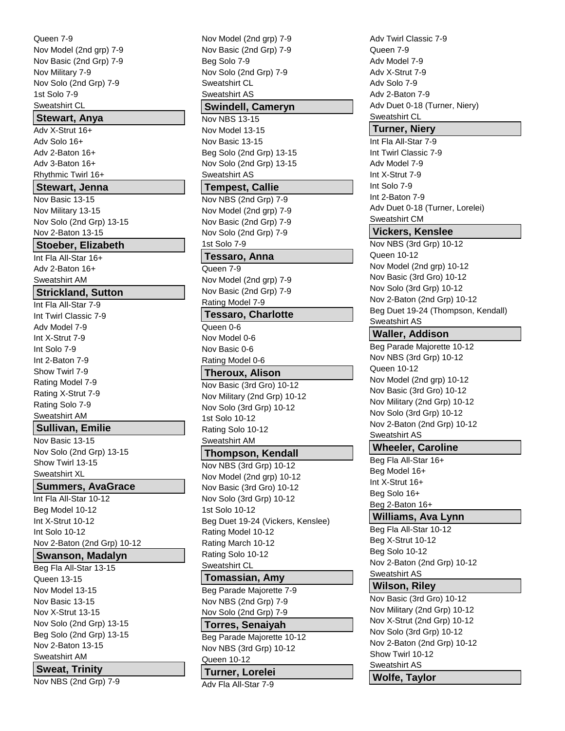Queen 7-9
Nov Model (2nd grp) 7-9
Nov Basic (2nd Grp) 7-9
Nov Military 7-9
Nov Solo (2nd Grp) 7-9
1st Solo 7-9
Sweatshirt CL

### Stewart, Anya

Adv X-Strut 16+
Adv Solo 16+
Adv 2-Baton 16+
Adv 3-Baton 16+
Rhythmic Twirl 16+

### Stewart, Jenna

Nov Basic 13-15
Nov Military 13-15
Nov Solo (2nd Grp) 13-15
Nov 2-Baton 13-15

### Stoeber, Elizabeth

Int Fla All-Star 16+
Adv 2-Baton 16+
Sweatshirt AM

### Strickland, Sutton

Int Fla All-Star 7-9
Int Twirl Classic 7-9
Adv Model 7-9
Int X-Strut 7-9
Int Solo 7-9
Int 2-Baton 7-9
Show Twirl 7-9
Rating Model 7-9
Rating X-Strut 7-9
Rating Solo 7-9
Sweatshirt AM

### Sullivan, Emilie

Nov Basic 13-15
Nov Solo (2nd Grp) 13-15
Show Twirl 13-15
Sweatshirt XL

### Summers, AvaGrace

Int Fla All-Star 10-12
Beg Model 10-12
Int X-Strut 10-12
Int Solo 10-12
Nov 2-Baton (2nd Grp) 10-12

### Swanson, Madalyn

Beg Fla All-Star 13-15
Queen 13-15
Nov Model 13-15
Nov Basic 13-15
Nov X-Strut 13-15
Nov Solo (2nd Grp) 13-15
Beg Solo (2nd Grp) 13-15
Nov 2-Baton 13-15
Sweatshirt AM

### Sweat, Trinity

Nov NBS (2nd Grp) 7-9
Nov Model (2nd grp) 7-9
Nov Basic (2nd Grp) 7-9
Beg Solo 7-9
Nov Solo (2nd Grp) 7-9
Sweatshirt CL
Sweatshirt AS

### Swindell, Cameryn

Nov NBS 13-15
Nov Model 13-15
Nov Basic 13-15
Beg Solo (2nd Grp) 13-15
Nov Solo (2nd Grp) 13-15
Sweatshirt AS

### Tempest, Callie

Nov NBS (2nd Grp) 7-9
Nov Model (2nd grp) 7-9
Nov Basic (2nd Grp) 7-9
Nov Solo (2nd Grp) 7-9
1st Solo 7-9

### Tessaro, Anna

Queen 7-9
Nov Model (2nd grp) 7-9
Nov Basic (2nd Grp) 7-9
Rating Model 7-9

### Tessaro, Charlotte

Queen 0-6
Nov Model 0-6
Nov Basic 0-6
Rating Model 0-6

### Theroux, Alison

Nov Basic (3rd Gro) 10-12
Nov Military (2nd Grp) 10-12
Nov Solo (3rd Grp) 10-12
1st Solo 10-12
Rating Solo 10-12
Sweatshirt AM

### Thompson, Kendall

Nov NBS (3rd Grp) 10-12
Nov Model (2nd grp) 10-12
Nov Basic (3rd Gro) 10-12
Nov Solo (3rd Grp) 10-12
1st Solo 10-12
Beg Duet 19-24 (Vickers, Kenslee)
Rating Model 10-12
Rating March 10-12
Rating Solo 10-12
Sweatshirt CL

### Tomassian, Amy

Beg Parade Majorette 7-9
Nov NBS (2nd Grp) 7-9
Nov Solo (2nd Grp) 7-9

### Torres, Senaiyah

Beg Parade Majorette 10-12
Nov NBS (3rd Grp) 10-12
Queen 10-12

### Turner, Lorelei

Adv Fla All-Star 7-9
Adv Twirl Classic 7-9
Queen 7-9
Adv Model 7-9
Adv X-Strut 7-9
Adv Solo 7-9
Adv 2-Baton 7-9
Adv Duet 0-18 (Turner, Niery)
Sweatshirt CL

### Turner, Niery

Int Fla All-Star 7-9
Int Twirl Classic 7-9
Adv Model 7-9
Int X-Strut 7-9
Int Solo 7-9
Int 2-Baton 7-9
Adv Duet 0-18 (Turner, Lorelei)
Sweatshirt CM

### Vickers, Kenslee

Nov NBS (3rd Grp) 10-12
Queen 10-12
Nov Model (2nd grp) 10-12
Nov Basic (3rd Gro) 10-12
Nov Solo (3rd Grp) 10-12
Nov 2-Baton (2nd Grp) 10-12
Beg Duet 19-24 (Thompson, Kendall)
Sweatshirt AS

### Waller, Addison

Beg Parade Majorette 10-12
Nov NBS (3rd Grp) 10-12
Queen 10-12
Nov Model (2nd grp) 10-12
Nov Basic (3rd Gro) 10-12
Nov Military (2nd Grp) 10-12
Nov Solo (3rd Grp) 10-12
Nov 2-Baton (2nd Grp) 10-12
Sweatshirt AS

### Wheeler, Caroline

Beg Fla All-Star 16+
Beg Model 16+
Int X-Strut 16+
Beg Solo 16+
Beg 2-Baton 16+

### Williams, Ava Lynn

Beg Fla All-Star 10-12
Beg X-Strut 10-12
Beg Solo 10-12
Nov 2-Baton (2nd Grp) 10-12
Sweatshirt AS

### Wilson, Riley

Nov Basic (3rd Gro) 10-12
Nov Military (2nd Grp) 10-12
Nov X-Strut (2nd Grp) 10-12
Nov Solo (3rd Grp) 10-12
Nov 2-Baton (2nd Grp) 10-12
Show Twirl 10-12
Sweatshirt AS

### Wolfe, Taylor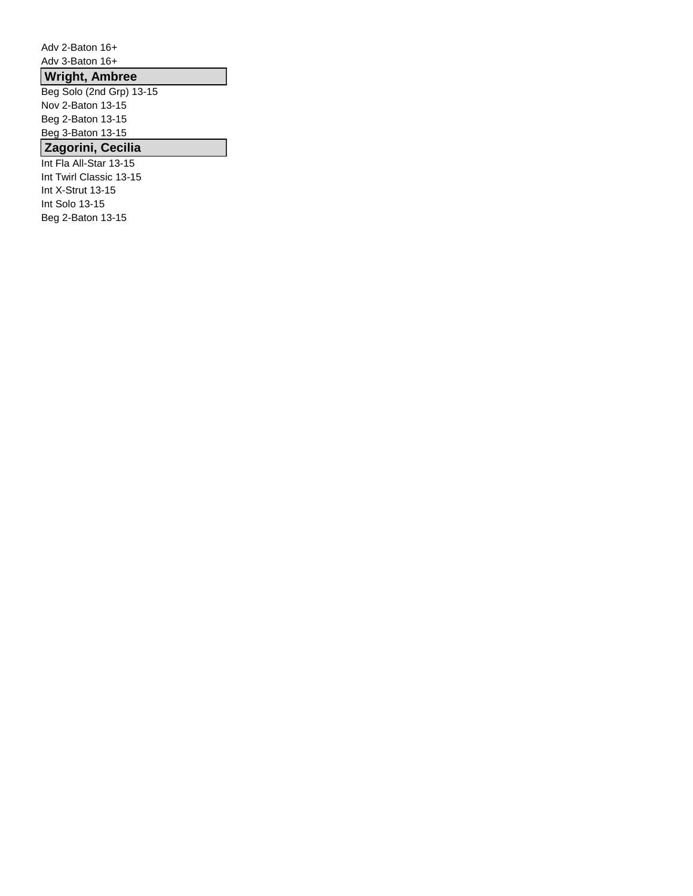Adv 2-Baton 16+
Adv 3-Baton 16+

**Wright, Ambree**

Beg Solo (2nd Grp) 13-15
Nov 2-Baton 13-15
Beg 2-Baton 13-15
Beg 3-Baton 13-15

**Zagorini, Cecilia**

Int Fla All-Star 13-15
Int Twirl Classic 13-15
Int X-Strut 13-15
Int Solo 13-15
Beg 2-Baton 13-15